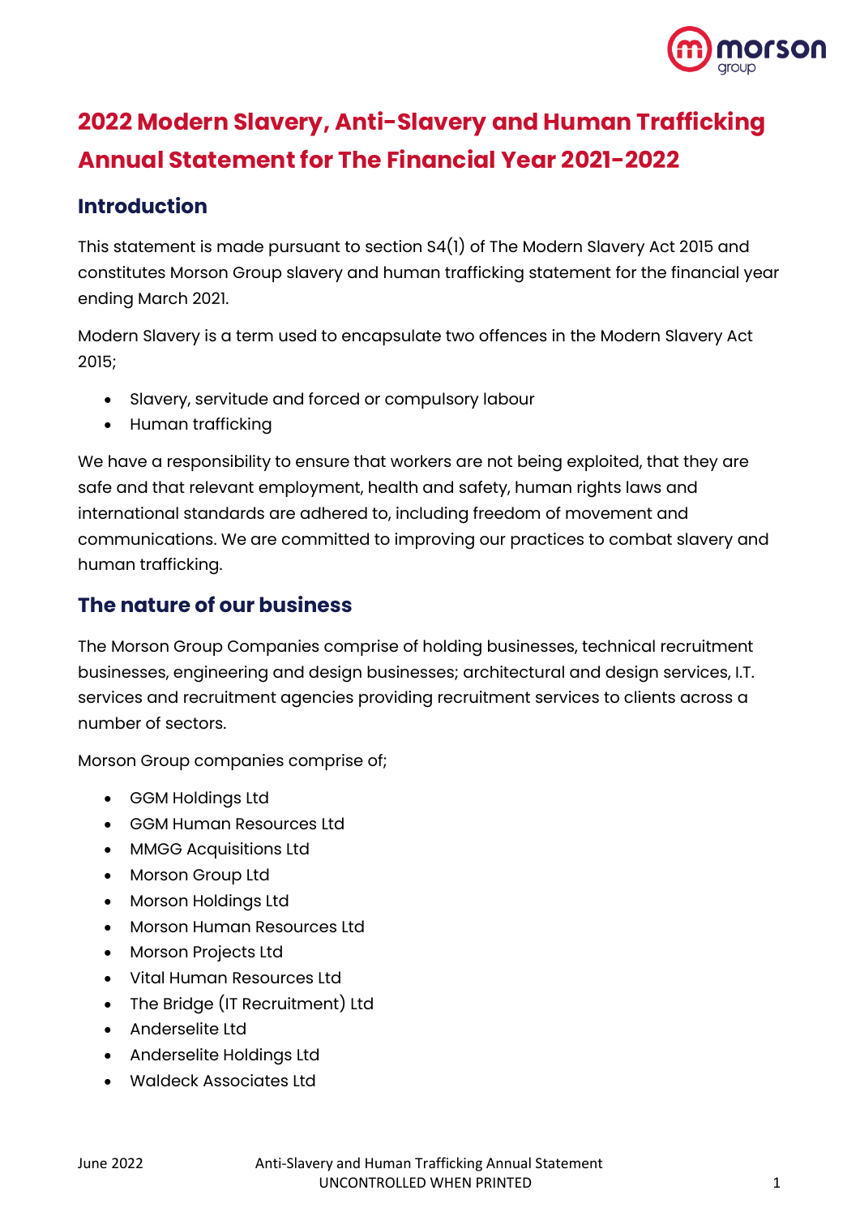# 2022 Modern Slavery, Anti-Slavery and Human Trafficking Annual Statement for The Financial Year 2021-2022

## Introduction

This statement is made pursuant to section S4(1) of The Modern Slavery Act 2015 and constitutes Morson Group slavery and human trafficking statement for the financial year ending March 2021.

Modern Slavery is a term used to encapsulate two offences in the Modern Slavery Act 2015;

- Slavery, servitude and forced or compulsory labour
- Human trafficking

We have a responsibility to ensure that workers are not being exploited, that they are safe and that relevant employment, health and safety, human rights laws and international standards are adhered to, including freedom of movement and communications. We are committed to improving our practices to combat slavery and human trafficking.

## The nature of our business

The Morson Group Companies comprise of holding businesses, technical recruitment businesses, engineering and design businesses; architectural and design services, I.T. services and recruitment agencies providing recruitment services to clients across a number of sectors.

Morson Group companies comprise of;

- GGM Holdings Ltd
- GGM Human Resources Ltd
- MMGG Acquisitions Ltd
- Morson Group Ltd
- Morson Holdings Ltd
- Morson Human Resources Ltd
- Morson Projects Ltd
- Vital Human Resources Ltd
- The Bridge (IT Recruitment) Ltd
- Anderselite Ltd
- Anderselite Holdings Ltd
- Waldeck Associates Ltd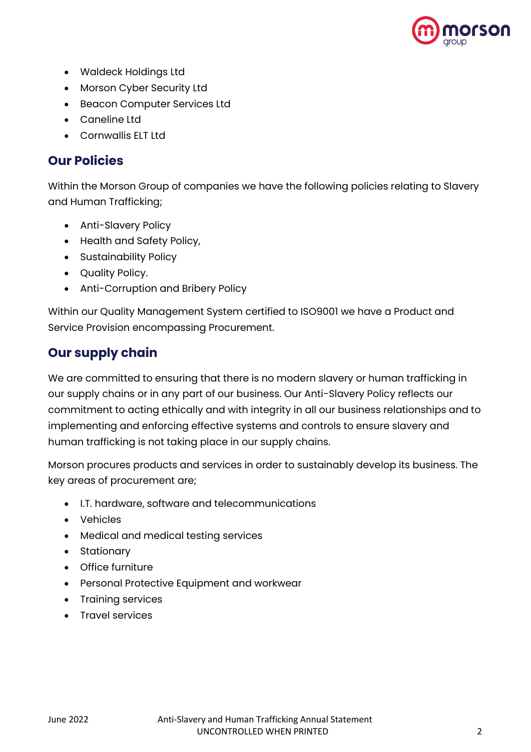- Waldeck Holdings Ltd
- Morson Cyber Security Ltd
- Beacon Computer Services Ltd
- Caneline Ltd
- Cornwallis ELT Ltd

## Our Policies

Within the Morson Group of companies we have the following policies relating to Slavery and Human Trafficking;

- Anti-Slavery Policy
- Health and Safety Policy,
- Sustainability Policy
- Quality Policy.
- Anti-Corruption and Bribery Policy

Within our Quality Management System certified to ISO9001 we have a Product and Service Provision encompassing Procurement.

## Our supply chain

We are committed to ensuring that there is no modern slavery or human trafficking in our supply chains or in any part of our business. Our Anti-Slavery Policy reflects our commitment to acting ethically and with integrity in all our business relationships and to implementing and enforcing effective systems and controls to ensure slavery and human trafficking is not taking place in our supply chains.

Morson procures products and services in order to sustainably develop its business. The key areas of procurement are;

- I.T. hardware, software and telecommunications
- Vehicles
- Medical and medical testing services
- Stationary
- Office furniture
- Personal Protective Equipment and workwear
- Training services
- Travel services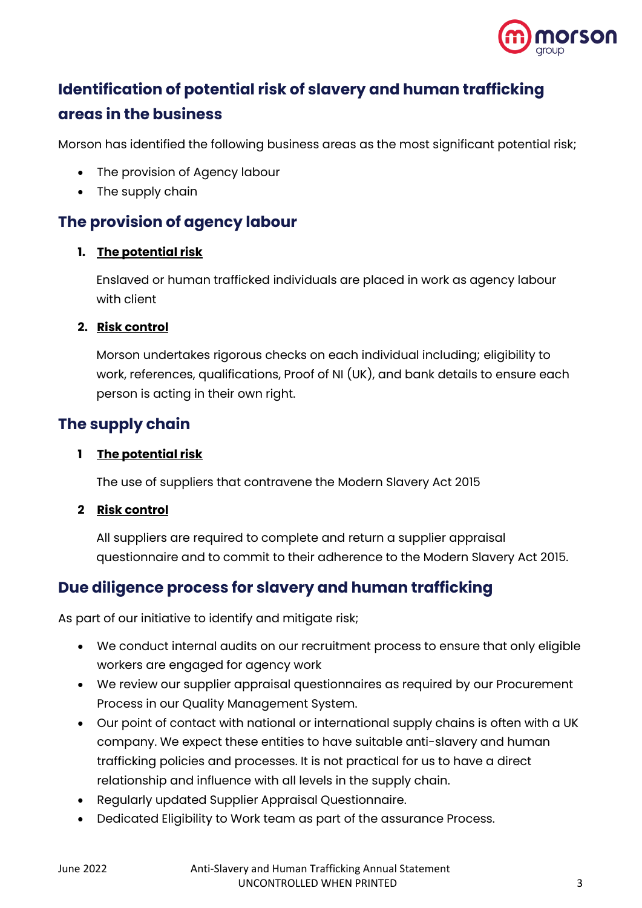## Identification of potential risk of slavery and human trafficking areas in the business

Morson has identified the following business areas as the most significant potential risk;

- The provision of Agency labour
- The supply chain

## The provision of agency labour

1. **The potential risk**

   Enslaved or human trafficked individuals are placed in work as agency labour with client

2. **Risk control**

   Morson undertakes rigorous checks on each individual including; eligibility to work, references, qualifications, Proof of NI (UK), and bank details to ensure each person is acting in their own right.

## The supply chain

1. **The potential risk**

   The use of suppliers that contravene the Modern Slavery Act 2015

2. **Risk control**

   All suppliers are required to complete and return a supplier appraisal questionnaire and to commit to their adherence to the Modern Slavery Act 2015.

## Due diligence process for slavery and human trafficking

As part of our initiative to identify and mitigate risk;

- We conduct internal audits on our recruitment process to ensure that only eligible workers are engaged for agency work
- We review our supplier appraisal questionnaires as required by our Procurement Process in our Quality Management System.
- Our point of contact with national or international supply chains is often with a UK company. We expect these entities to have suitable anti-slavery and human trafficking policies and processes. It is not practical for us to have a direct relationship and influence with all levels in the supply chain.
- Regularly updated Supplier Appraisal Questionnaire.
- Dedicated Eligibility to Work team as part of the assurance Process.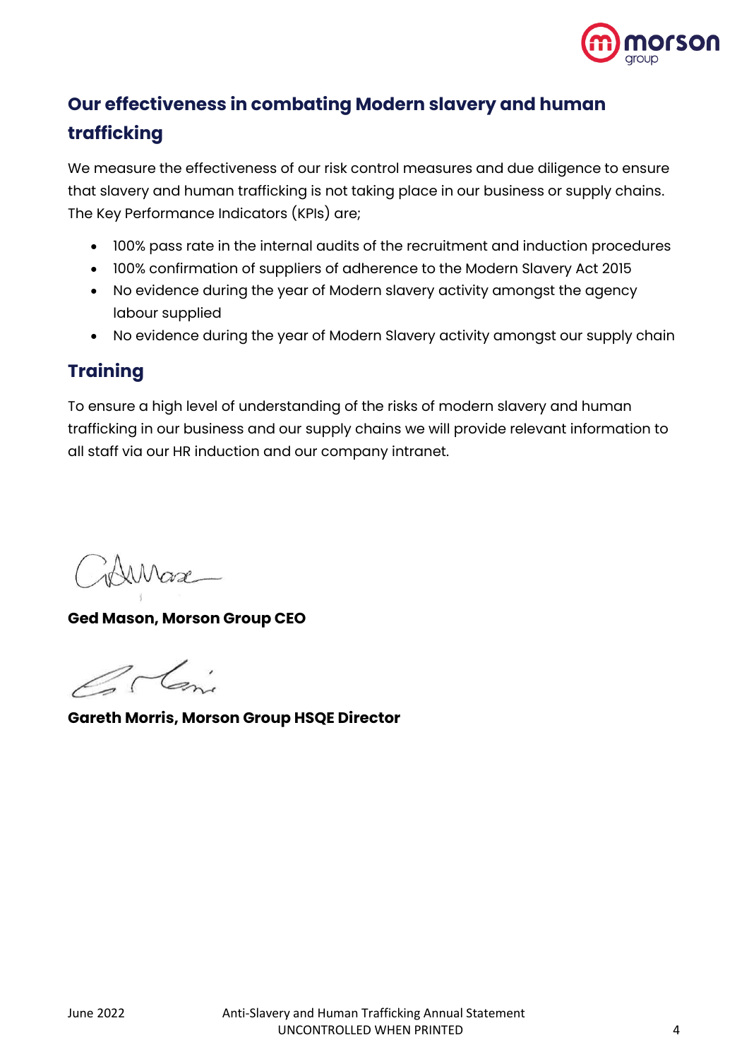## Our effectiveness in combating Modern slavery and human trafficking

We measure the effectiveness of our risk control measures and due diligence to ensure that slavery and human trafficking is not taking place in our business or supply chains. The Key Performance Indicators (KPIs) are;

- 100% pass rate in the internal audits of the recruitment and induction procedures
- 100% confirmation of suppliers of adherence to the Modern Slavery Act 2015
- No evidence during the year of Modern slavery activity amongst the agency labour supplied
- No evidence during the year of Modern Slavery activity amongst our supply chain

## Training

To ensure a high level of understanding of the risks of modern slavery and human trafficking in our business and our supply chains we will provide relevant information to all staff via our HR induction and our company intranet.

**Ged Mason, Morson Group CEO**

**Gareth Morris, Morson Group HSQE Director**